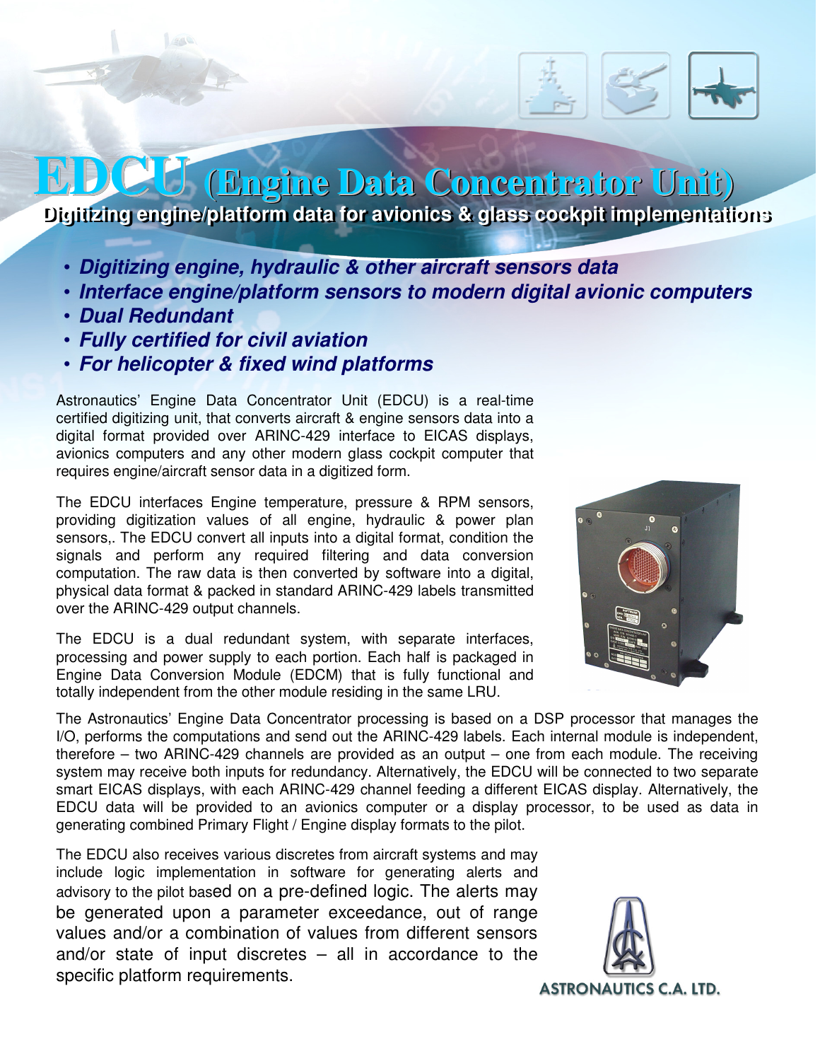# EDCU (Engine Data Concentrator Unit)

**Digitizing engine/platform data for avionics & glass cockpit implementations**

- ***Digitizing engine, hydraulic & other aircraft sensors data***
- ***Interface engine/platform sensors to modern digital avionic computers***
- ***Dual Redundant***
- ***Fully certified for civil aviation***
- ***For helicopter & fixed wind platforms***

Astronautics' Engine Data Concentrator Unit (EDCU) is a real-time certified digitizing unit, that converts aircraft & engine sensors data into a digital format provided over ARINC-429 interface to EICAS displays, avionics computers and any other modern glass cockpit computer that requires engine/aircraft sensor data in a digitized form.

The EDCU interfaces Engine temperature, pressure & RPM sensors, providing digitization values of all engine, hydraulic & power plan sensors,. The EDCU convert all inputs into a digital format, condition the signals and perform any required filtering and data conversion computation. The raw data is then converted by software into a digital, physical data format & packed in standard ARINC-429 labels transmitted over the ARINC-429 output channels.

The EDCU is a dual redundant system, with separate interfaces, processing and power supply to each portion. Each half is packaged in Engine Data Conversion Module (EDCM) that is fully functional and totally independent from the other module residing in the same LRU.

The Astronautics' Engine Data Concentrator processing is based on a DSP processor that manages the I/O, performs the computations and send out the ARINC-429 labels. Each internal module is independent, therefore – two ARINC-429 channels are provided as an output – one from each module. The receiving system may receive both inputs for redundancy. Alternatively, the EDCU will be connected to two separate smart EICAS displays, with each ARINC-429 channel feeding a different EICAS display. Alternatively, the EDCU data will be provided to an avionics computer or a display processor, to be used as data in generating combined Primary Flight / Engine display formats to the pilot.

The EDCU also receives various discretes from aircraft systems and may include logic implementation in software for generating alerts and advisory to the pilot based on a pre-defined logic. The alerts may be generated upon a parameter exceedance, out of range values and/or a combination of values from different sensors and/or state of input discretes – all in accordance to the specific platform requirements.

ASTRONAUTICS C.A. LTD.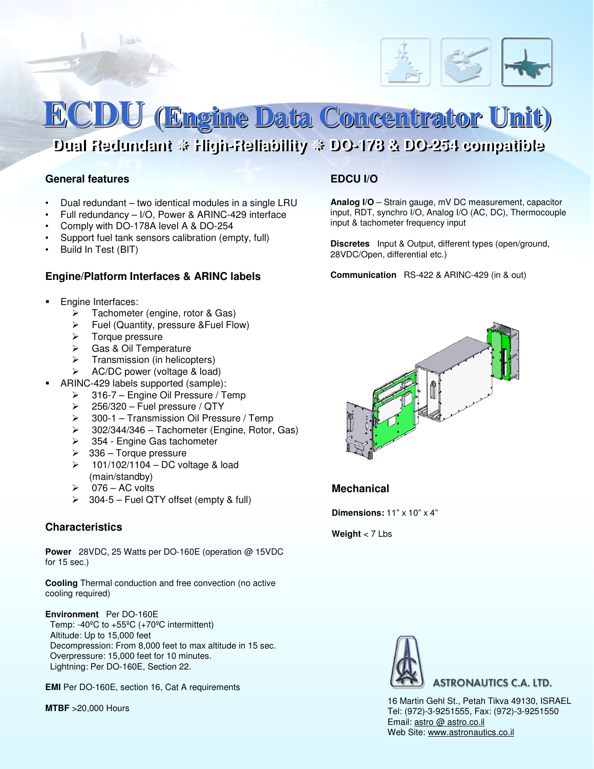# ECDU (Engine Data Concentrator Unit)

## Dual Redundant ❈ High-Reliability ❈ DO-178 & DO-254 compatible

### General features

- Dual redundant – two identical modules in a single LRU
- Full redundancy – I/O, Power & ARINC-429 interface
- Comply with DO-178A level A & DO-254
- Support fuel tank sensors calibration (empty, full)
- Build In Test (BIT)

### Engine/Platform Interfaces & ARINC labels

- Engine Interfaces:
  - Tachometer (engine, rotor & Gas)
  - Fuel (Quantity, pressure &Fuel Flow)
  - Torque pressure
  - Gas & Oil Temperature
  - Transmission (in helicopters)
  - AC/DC power (voltage & load)
- ARINC-429 labels supported (sample):
  - 316-7 – Engine Oil Pressure / Temp
  - 256/320 – Fuel pressure / QTY
  - 300-1 – Transmission Oil Pressure / Temp
  - 302/344/346 – Tachometer (Engine, Rotor, Gas)
  - 354 - Engine Gas tachometer
  - 336 – Torque pressure
  - 101/102/1104 – DC voltage & load (main/standby)
  - 076 – AC volts
  - 304-5 – Fuel QTY offset (empty & full)

### Characteristics

**Power** 28VDC, 25 Watts per DO-160E (operation @ 15VDC for 15 sec.)

**Cooling** Thermal conduction and free convection (no active cooling required)

**Environment** Per DO-160E
Temp: -40ºC to +55ºC (+70ºC intermittent)
Altitude: Up to 15,000 feet
Decompression: From 8,000 feet to max altitude in 15 sec.
Overpressure: 15,000 feet for 10 minutes.
Lightning: Per DO-160E, Section 22.

**EMI** Per DO-160E, section 16, Cat A requirements

**MTBF** >20,000 Hours

### EDCU I/O

**Analog I/O** – Strain gauge, mV DC measurement, capacitor input, RDT, synchro I/O, Analog I/O (AC, DC), Thermocouple input & tachometer frequency input

**Discretes** Input & Output, different types (open/ground, 28VDC/Open, differential etc.)

**Communication** RS-422 & ARINC-429 (in & out)

### Mechanical

**Dimensions:** 11" x 10" x 4"

**Weight** < 7 Lbs

ASTRONAUTICS C.A. LTD.

16 Martin Gehl St., Petah Tikva 49130, ISRAEL
Tel: (972)-3-9251555, Fax: (972)-3-9251550
Email: astro @ astro.co.il
Web Site: www.astronautics.co.il